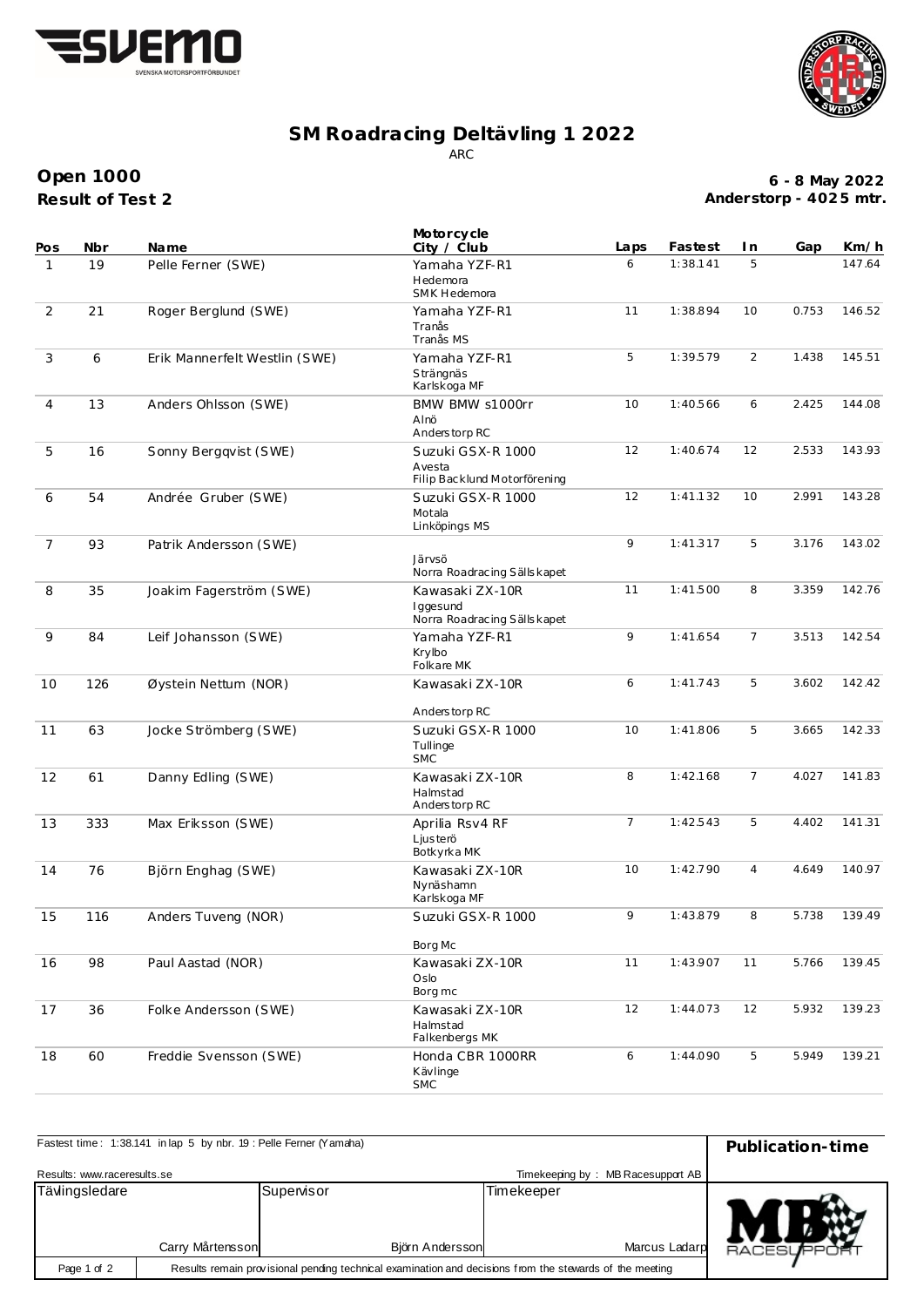# SM Roadracing Deltävling 1 2022

ARC

## Open 1000

**Result of Test 2**

**6 - 8 May 2022**
**Anderstorp - 4025 mtr.**

| Pos | Nbr | Name | Motorcycle City / Club | Laps | Fastest | In | Gap | Km/h |
|---|---|---|---|---|---|---|---|---|
| 1 | 19 | Pelle Ferner (SWE) | Yamaha YZF-R1 Hedemora SMK Hedemora | 6 | 1:38.141 | 5 | | 147.64 |
| 2 | 21 | Roger Berglund (SWE) | Yamaha YZF-R1 Tranås Tranås MS | 11 | 1:38.894 | 10 | 0.753 | 146.52 |
| 3 | 6 | Erik Mannerfelt Westlin (SWE) | Yamaha YZF-R1 Strängnäs Karlskoga MF | 5 | 1:39.579 | 2 | 1.438 | 145.51 |
| 4 | 13 | Anders Ohlsson (SWE) | BMW BMW s1000rr Alnö Anderstorp RC | 10 | 1:40.566 | 6 | 2.425 | 144.08 |
| 5 | 16 | Sonny Bergqvist (SWE) | Suzuki GSX-R 1000 Avesta Filip Backlund Motorförening | 12 | 1:40.674 | 12 | 2.533 | 143.93 |
| 6 | 54 | Andrée Gruber (SWE) | Suzuki GSX-R 1000 Motala Linköpings MS | 12 | 1:41.132 | 10 | 2.991 | 143.28 |
| 7 | 93 | Patrik Andersson (SWE) | Järvsö Norra Roadracing Sällskapet | 9 | 1:41.317 | 5 | 3.176 | 143.02 |
| 8 | 35 | Joakim Fagerström (SWE) | Kawasaki ZX-10R Iggesund Norra Roadracing Sällskapet | 11 | 1:41.500 | 8 | 3.359 | 142.76 |
| 9 | 84 | Leif Johansson (SWE) | Yamaha YZF-R1 Krylbo Folkare MK | 9 | 1:41.654 | 7 | 3.513 | 142.54 |
| 10 | 126 | Øystein Nettum (NOR) | Kawasaki ZX-10R Anderstorp RC | 6 | 1:41.743 | 5 | 3.602 | 142.42 |
| 11 | 63 | Jocke Strömberg (SWE) | Suzuki GSX-R 1000 Tullinge SMC | 10 | 1:41.806 | 5 | 3.665 | 142.33 |
| 12 | 61 | Danny Edling (SWE) | Kawasaki ZX-10R Halmstad Anderstorp RC | 8 | 1:42.168 | 7 | 4.027 | 141.83 |
| 13 | 333 | Max Eriksson (SWE) | Aprilia Rsv4 RF Ljusterö Botkyrka MK | 7 | 1:42.543 | 5 | 4.402 | 141.31 |
| 14 | 76 | Björn Enghag (SWE) | Kawasaki ZX-10R Nynäshamn Karlskoga MF | 10 | 1:42.790 | 4 | 4.649 | 140.97 |
| 15 | 116 | Anders Tuveng (NOR) | Suzuki GSX-R 1000 Borg Mc | 9 | 1:43.879 | 8 | 5.738 | 139.49 |
| 16 | 98 | Paul Aastad (NOR) | Kawasaki ZX-10R Oslo Borg mc | 11 | 1:43.907 | 11 | 5.766 | 139.45 |
| 17 | 36 | Folke Andersson (SWE) | Kawasaki ZX-10R Halmstad Falkenbergs MK | 12 | 1:44.073 | 12 | 5.932 | 139.23 |
| 18 | 60 | Freddie Svensson (SWE) | Honda CBR 1000RR Kävlinge SMC | 6 | 1:44.090 | 5 | 5.949 | 139.21 |

Fastest time : 1:38.141 in lap 5 by nbr. 19 : Pelle Ferner (Yamaha)

**Publication-time**

Results: www.raceresults.se

Timekeeping by : MB Racesupport AB

| Tävlingsledare | Supervisor | Timekeeper |
|---|---|---|
| Carry Mårtensson | Björn Andersson | Marcus Ladarp |

Results remain provisional pending technical examination and decisions from the stewards of the meeting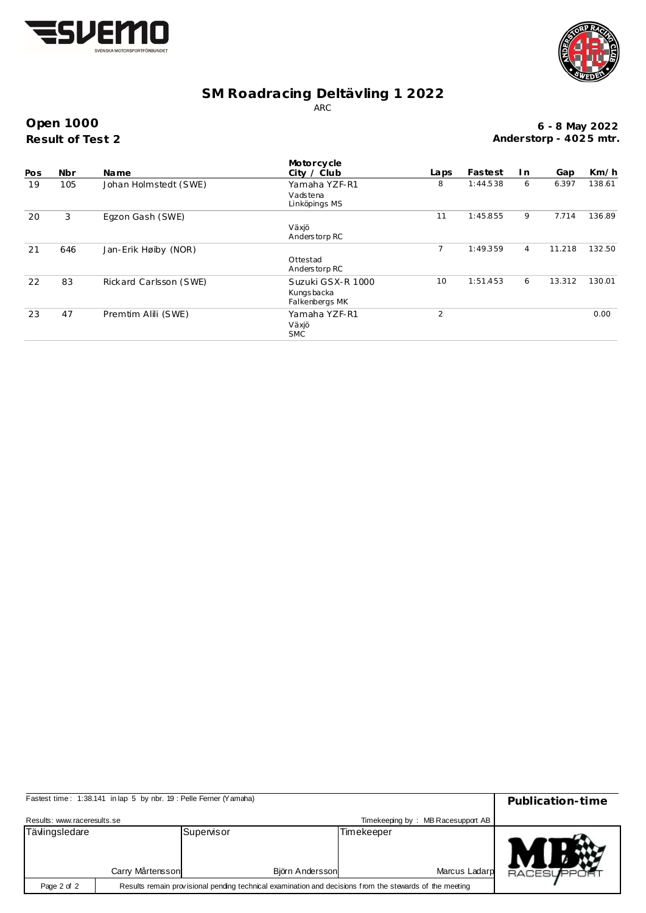# SM Roadracing Deltävling 1 2022

ARC

**Open 1000**
**Result of Test 2**

**6 - 8 May 2022**
**Anderstorp - 4025 mtr.**

| Pos | Nbr | Name | Motorcycle City / Club | Laps | Fastest | In | Gap | Km/h |
|---|---|---|---|---|---|---|---|---|
| 19 | 105 | Johan Holmstedt (SWE) | Yamaha YZF-R1 Vadstena Linköpings MS | 8 | 1:44.538 | 6 | 6.397 | 138.61 |
| 20 | 3 | Egzon Gash (SWE) | Växjö Anderstorp RC | 11 | 1:45.855 | 9 | 7.714 | 136.89 |
| 21 | 646 | Jan-Erik Høiby (NOR) | Ottestad Anderstorp RC | 7 | 1:49.359 | 4 | 11.218 | 132.50 |
| 22 | 83 | Rickard Carlsson (SWE) | Suzuki GSX-R 1000 Kungsbacka Falkenbergs MK | 10 | 1:51.453 | 6 | 13.312 | 130.01 |
| 23 | 47 | Premtim Alili (SWE) | Yamaha YZF-R1 Växjö SMC | 2 | | | | 0.00 |

Fastest time : 1:38.141 in lap 5 by nbr. 19 : Pelle Ferner (Yamaha)

**Publication-time**

Results: www.raceresults.se

Timekeeping by : MB Racesupport AB

| Tävlingsledare | Supervisor | Timekeeper |
|---|---|---|
| Carry Mårtensson | Björn Andersson | Marcus Ladarp |

Results remain provisional pending technical examination and decisions from the stewards of the meeting